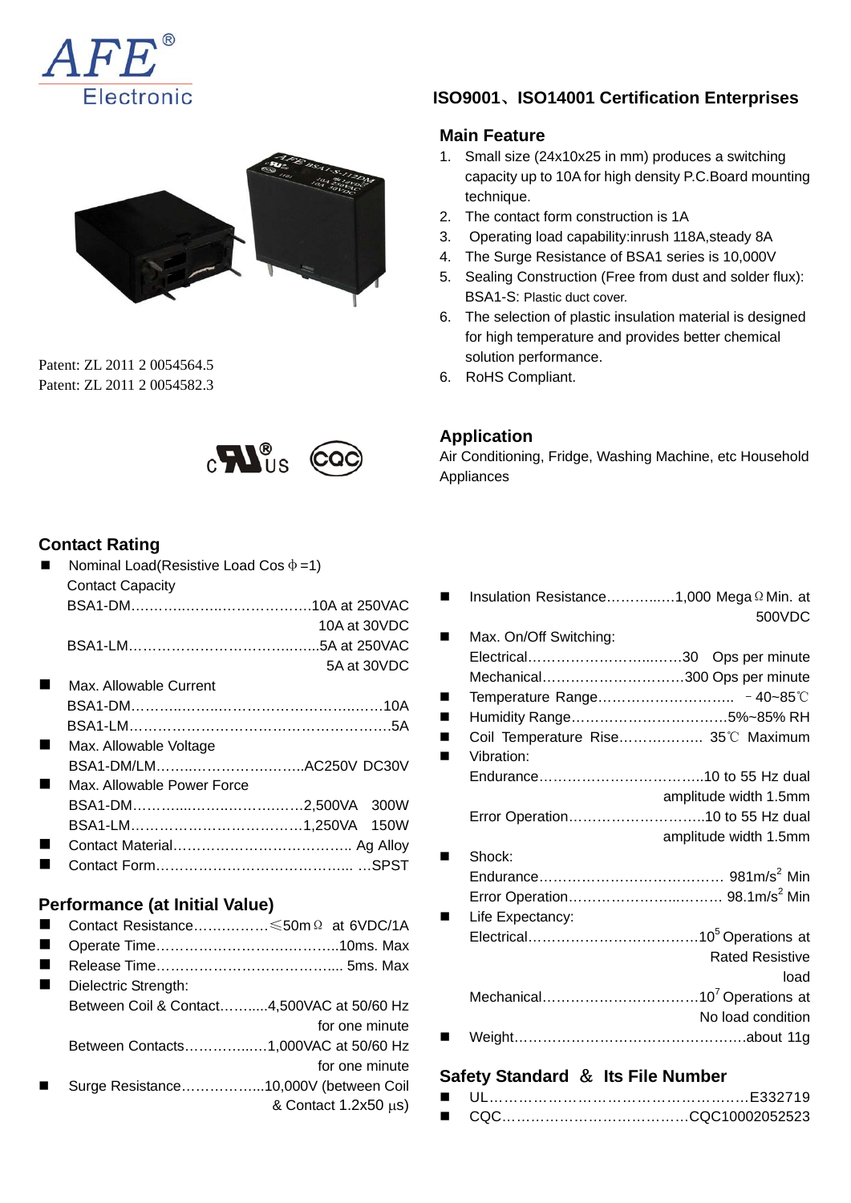AFE® Electronic

## ISO9001、ISO14001 Certification Enterprises

### Main Feature

1. Small size (24x10x25 in mm) produces a switching capacity up to 10A for high density P.C.Board mounting technique.
2. The contact form construction is 1A
3. Operating load capability:inrush 118A,steady 8A
4. The Surge Resistance of BSA1 series is 10,000V
5. Sealing Construction (Free from dust and solder flux): BSA1-S: Plastic duct cover.
6. The selection of plastic insulation material is designed for high temperature and provides better chemical solution performance.
6. RoHS Compliant.

Patent: ZL 2011 2 0054564.5
Patent: ZL 2011 2 0054582.3

### Application

Air Conditioning, Fridge, Washing Machine, etc Household Appliances

### Contact Rating

- Nominal Load(Resistive Load Cos ϕ =1)
  Contact Capacity
  BSA1-DM……………………………………10A at 250VAC
  10A at 30VDC
  BSA1-LM……………………………………5A at 250VAC
  5A at 30VDC
- Max. Allowable Current
  BSA1-DM……………………………………………10A
  BSA1-LM……………………………………………5A
- Max. Allowable Voltage
  BSA1-DM/LM…………………………AC250V DC30V
- Max. Allowable Power Force
  BSA1-DM……………………………2,500VA 300W
  BSA1-LM……………………………1,250VA 150W
- Contact Material……………………………… Ag Alloy
- Contact Form………………………………… …SPST

### Performance (at Initial Value)

- Contact Resistance……………≤50mΩ at 6VDC/1A
- Operate Time………………………………10ms. Max
- Release Time……………………………… 5ms. Max
- Dielectric Strength:
  Between Coil & Contact………4,500VAC at 50/60 Hz for one minute
  Between Contacts……………1,000VAC at 50/60 Hz for one minute
- Surge Resistance……………10,000V (between Coil & Contact 1.2x50 μs)

- Insulation Resistance…………1,000 MegaΩ Min. at 500VDC
- Max. On/Off Switching:
  Electrical…………………………30 Ops per minute
  Mechanical………………………300 Ops per minute
- Temperature Range…………………… －40~85℃
- Humidity Range……………………………5%~85% RH
- Coil Temperature Rise……………… 35℃ Maximum
- Vibration:
  Endurance……………………………10 to 55 Hz dual amplitude width 1.5mm
  Error Operation………………………10 to 55 Hz dual amplitude width 1.5mm
- Shock:
  Endurance……………………………… $981m/s^2$ Min
  Error Operation………………………… $98.1m/s^2$ Min
- Life Expectancy:
  Electrical……………………………$10^5$ Operations at Rated Resistive load
  Mechanical…………………………$10^7$ Operations at No load condition
- Weight…………………………………………about 11g

### Safety Standard ＆ Its File Number

- UL………………………………………………E332719
- CQC…………………………………CQC10002052523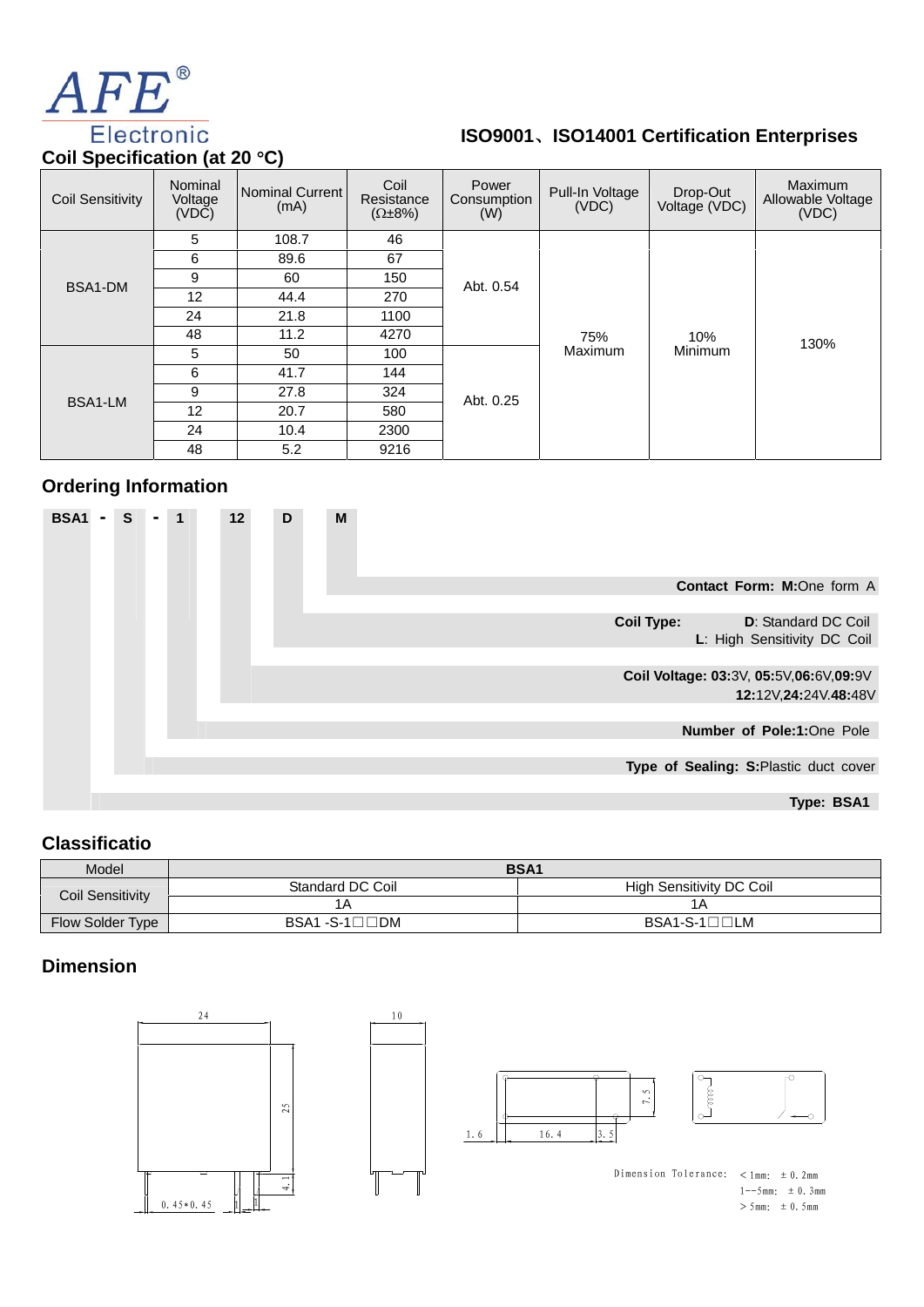AFE® Electronic

**ISO9001、ISO14001 Certification Enterprises**

## Coil Specification (at 20 °C)

| Coil Sensitivity | Nominal Voltage (VDC) | Nominal Current (mA) | Coil Resistance (Ω±8%) | Power Consumption (W) | Pull-In Voltage (VDC) | Drop-Out Voltage (VDC) | Maximum Allowable Voltage (VDC) |
|---|---|---|---|---|---|---|---|
| BSA1-DM | 5 | 108.7 | 46 | Abt. 0.54 | 75% Maximum | 10% Minimum | 130% |
| | 6 | 89.6 | 67 | | | | |
| | 9 | 60 | 150 | | | | |
| | 12 | 44.4 | 270 | | | | |
| | 24 | 21.8 | 1100 | | | | |
| | 48 | 11.2 | 4270 | | | | |
| BSA1-LM | 5 | 50 | 100 | Abt. 0.25 | | | |
| | 6 | 41.7 | 144 | | | | |
| | 9 | 27.8 | 324 | | | | |
| | 12 | 20.7 | 580 | | | | |
| | 24 | 10.4 | 2300 | | | | |
| | 48 | 5.2 | 9216 | | | | |

## Ordering Information

**BSA1 - S - 1 12 D M**

- **Contact Form: M:**One form A
- **Coil Type:** **D**: Standard DC Coil; **L**: High Sensitivity DC Coil
- **Coil Voltage: 03:**3V, **05:**5V,**06:**6V,**09:**9V, **12:**12V,**24:**24V.**48:**48V
- **Number of Pole:1:**One Pole
- **Type of Sealing: S:**Plastic duct cover
- **Type: BSA1**

## Classificatio

| Model | BSA1 | |
|---|---|---|
| Coil Sensitivity | Standard DC Coil | High Sensitivity DC Coil |
| | 1A | 1A |
| Flow Solder Type | BSA1 -S-1□□DM | BSA1-S-1□□LM |

## Dimension

24
25
4.1
0.45*0.45
10
1.6
16.4
3.5
7.5

Dimension Tolerance: < 1mm: ± 0.2mm
1--5mm: ± 0.3mm
> 5mm: ± 0.5mm